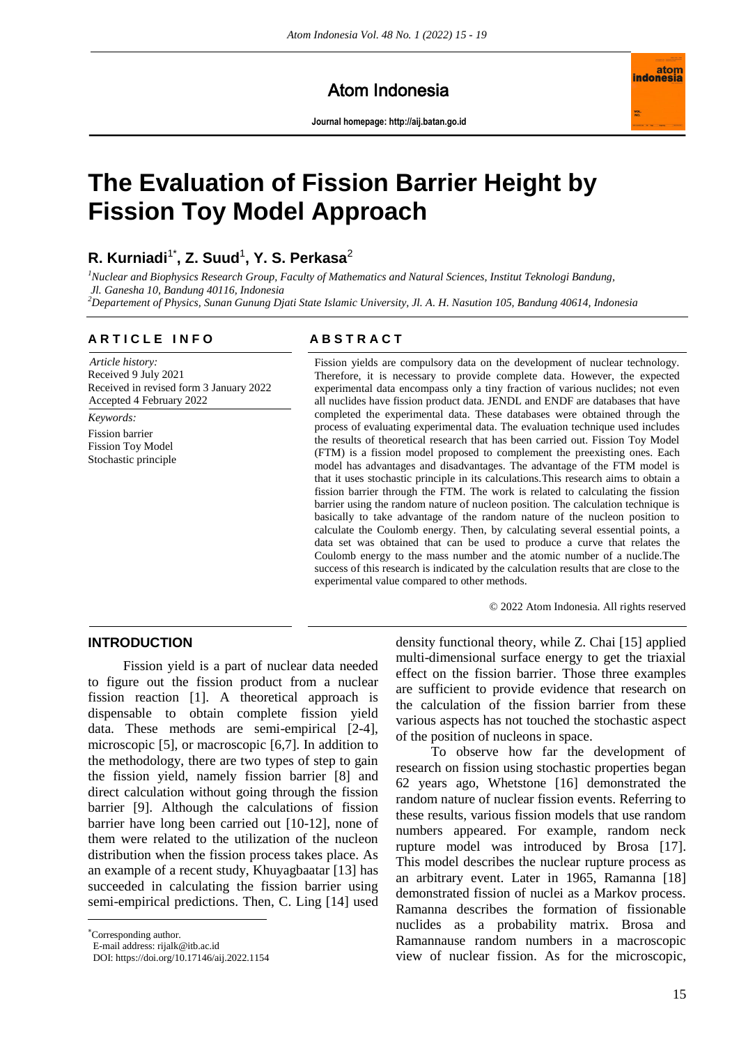Atom Indonesia

Journal homepage: http://aij.batan.go.id

# The Evaluation of Fission Barrier Height by Fission Toy Model Approach

**R. Kurniadi[1*], Z. Suud[1], Y. S. Perkasa[2]**

[1] *Nuclear and Biophysics Research Group, Faculty of Mathematics and Natural Sciences, Institut Teknologi Bandung, Jl. Ganesha 10, Bandung 40116, Indonesia*

[2] *Departement of Physics, Sunan Gunung Djati State Islamic University, Jl. A. H. Nasution 105, Bandung 40614, Indonesia*

## ARTICLE INFO

*Article history:*
Received 9 July 2021
Received in revised form 3 January 2022
Accepted 4 February 2022

*Keywords:*
Fission barrier
Fission Toy Model
Stochastic principle

## ABSTRACT

Fission yields are compulsory data on the development of nuclear technology. Therefore, it is necessary to provide complete data. However, the expected experimental data encompass only a tiny fraction of various nuclides; not even all nuclides have fission product data. JENDL and ENDF are databases that have completed the experimental data. These databases were obtained through the process of evaluating experimental data. The evaluation technique used includes the results of theoretical research that has been carried out. Fission Toy Model (FTM) is a fission model proposed to complement the preexisting ones. Each model has advantages and disadvantages. The advantage of the FTM model is that it uses stochastic principle in its calculations.This research aims to obtain a fission barrier through the FTM. The work is related to calculating the fission barrier using the random nature of nucleon position. The calculation technique is basically to take advantage of the random nature of the nucleon position to calculate the Coulomb energy. Then, by calculating several essential points, a data set was obtained that can be used to produce a curve that relates the Coulomb energy to the mass number and the atomic number of a nuclide.The success of this research is indicated by the calculation results that are close to the experimental value compared to other methods.

© 2022 Atom Indonesia. All rights reserved

## INTRODUCTION

Fission yield is a part of nuclear data needed to figure out the fission product from a nuclear fission reaction [1]. A theoretical approach is dispensable to obtain complete fission yield data. These methods are semi-empirical [2-4], microscopic [5], or macroscopic [6,7]. In addition to the methodology, there are two types of step to gain the fission yield, namely fission barrier [8] and direct calculation without going through the fission barrier [9]. Although the calculations of fission barrier have long been carried out [10-12], none of them were related to the utilization of the nucleon distribution when the fission process takes place. As an example of a recent study, Khuyagbaatar [13] has succeeded in calculating the fission barrier using semi-empirical predictions. Then, C. Ling [14] used density functional theory, while Z. Chai [15] applied multi-dimensional surface energy to get the triaxial effect on the fission barrier. Those three examples are sufficient to provide evidence that research on the calculation of the fission barrier from these various aspects has not touched the stochastic aspect of the position of nucleons in space.

To observe how far the development of research on fission using stochastic properties began 62 years ago, Whetstone [16] demonstrated the random nature of nuclear fission events. Referring to these results, various fission models that use random numbers appeared. For example, random neck rupture model was introduced by Brosa [17]. This model describes the nuclear rupture process as an arbitrary event. Later in 1965, Ramanna [18] demonstrated fission of nuclei as a Markov process. Ramanna describes the formation of fissionable nuclides as a probability matrix. Brosa and Ramannause random numbers in a macroscopic view of nuclear fission. As for the microscopic,

*Corresponding author.
E-mail address: rijalk@itb.ac.id
DOI: https://doi.org/10.17146/aij.2022.1154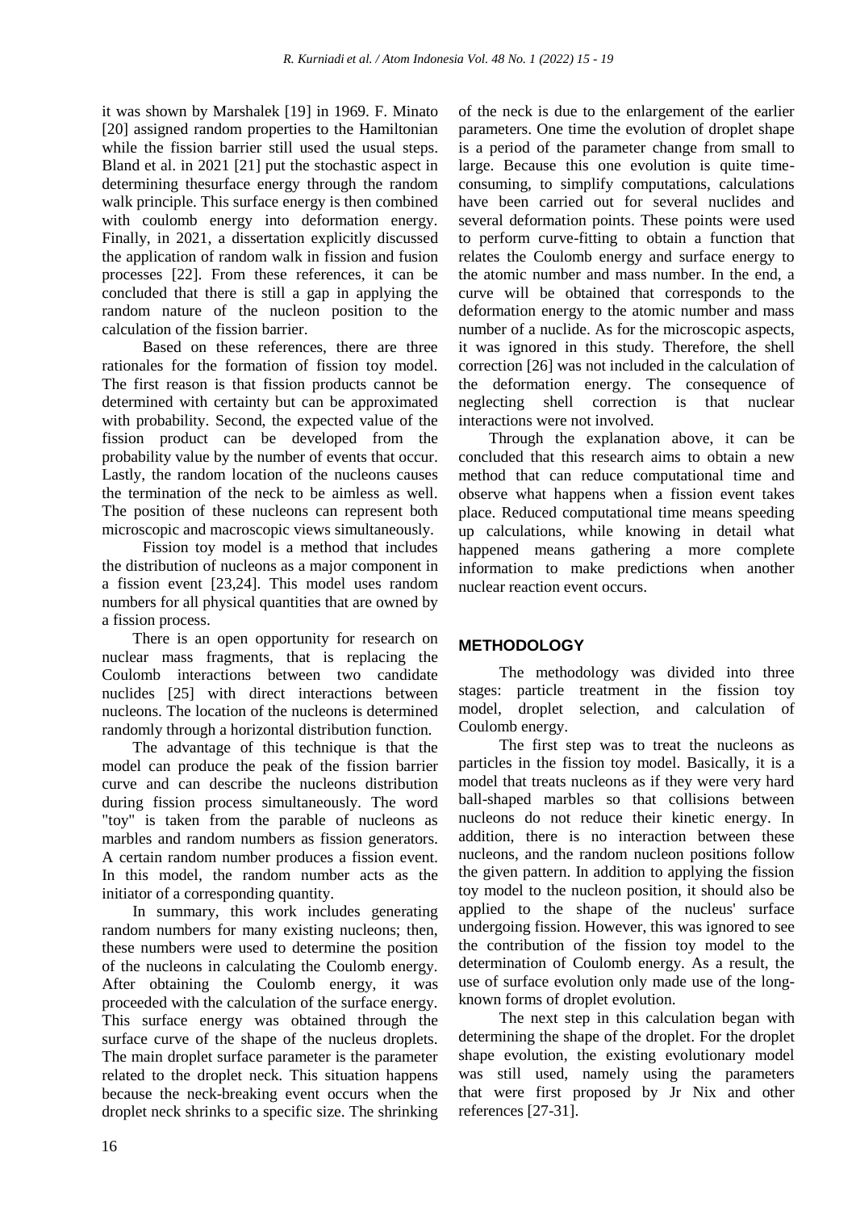it was shown by Marshalek [19] in 1969. F. Minato [20] assigned random properties to the Hamiltonian while the fission barrier still used the usual steps. Bland et al. in 2021 [21] put the stochastic aspect in determining thesurface energy through the random walk principle. This surface energy is then combined with coulomb energy into deformation energy. Finally, in 2021, a dissertation explicitly discussed the application of random walk in fission and fusion processes [22]. From these references, it can be concluded that there is still a gap in applying the random nature of the nucleon position to the calculation of the fission barrier.

Based on these references, there are three rationales for the formation of fission toy model. The first reason is that fission products cannot be determined with certainty but can be approximated with probability. Second, the expected value of the fission product can be developed from the probability value by the number of events that occur. Lastly, the random location of the nucleons causes the termination of the neck to be aimless as well. The position of these nucleons can represent both microscopic and macroscopic views simultaneously.

Fission toy model is a method that includes the distribution of nucleons as a major component in a fission event [23,24]. This model uses random numbers for all physical quantities that are owned by a fission process.

There is an open opportunity for research on nuclear mass fragments, that is replacing the Coulomb interactions between two candidate nuclides [25] with direct interactions between nucleons. The location of the nucleons is determined randomly through a horizontal distribution function.

The advantage of this technique is that the model can produce the peak of the fission barrier curve and can describe the nucleons distribution during fission process simultaneously. The word "toy" is taken from the parable of nucleons as marbles and random numbers as fission generators. A certain random number produces a fission event. In this model, the random number acts as the initiator of a corresponding quantity.

In summary, this work includes generating random numbers for many existing nucleons; then, these numbers were used to determine the position of the nucleons in calculating the Coulomb energy. After obtaining the Coulomb energy, it was proceeded with the calculation of the surface energy. This surface energy was obtained through the surface curve of the shape of the nucleus droplets. The main droplet surface parameter is the parameter related to the droplet neck. This situation happens because the neck-breaking event occurs when the droplet neck shrinks to a specific size. The shrinking of the neck is due to the enlargement of the earlier parameters. One time the evolution of droplet shape is a period of the parameter change from small to large. Because this one evolution is quite time-consuming, to simplify computations, calculations have been carried out for several nuclides and several deformation points. These points were used to perform curve-fitting to obtain a function that relates the Coulomb energy and surface energy to the atomic number and mass number. In the end, a curve will be obtained that corresponds to the deformation energy to the atomic number and mass number of a nuclide. As for the microscopic aspects, it was ignored in this study. Therefore, the shell correction [26] was not included in the calculation of the deformation energy. The consequence of neglecting shell correction is that nuclear interactions were not involved.

Through the explanation above, it can be concluded that this research aims to obtain a new method that can reduce computational time and observe what happens when a fission event takes place. Reduced computational time means speeding up calculations, while knowing in detail what happened means gathering a more complete information to make predictions when another nuclear reaction event occurs.

## METHODOLOGY

The methodology was divided into three stages: particle treatment in the fission toy model, droplet selection, and calculation of Coulomb energy.

The first step was to treat the nucleons as particles in the fission toy model. Basically, it is a model that treats nucleons as if they were very hard ball-shaped marbles so that collisions between nucleons do not reduce their kinetic energy. In addition, there is no interaction between these nucleons, and the random nucleon positions follow the given pattern. In addition to applying the fission toy model to the nucleon position, it should also be applied to the shape of the nucleus' surface undergoing fission. However, this was ignored to see the contribution of the fission toy model to the determination of Coulomb energy. As a result, the use of surface evolution only made use of the long-known forms of droplet evolution.

The next step in this calculation began with determining the shape of the droplet. For the droplet shape evolution, the existing evolutionary model was still used, namely using the parameters that were first proposed by Jr Nix and other references [27-31].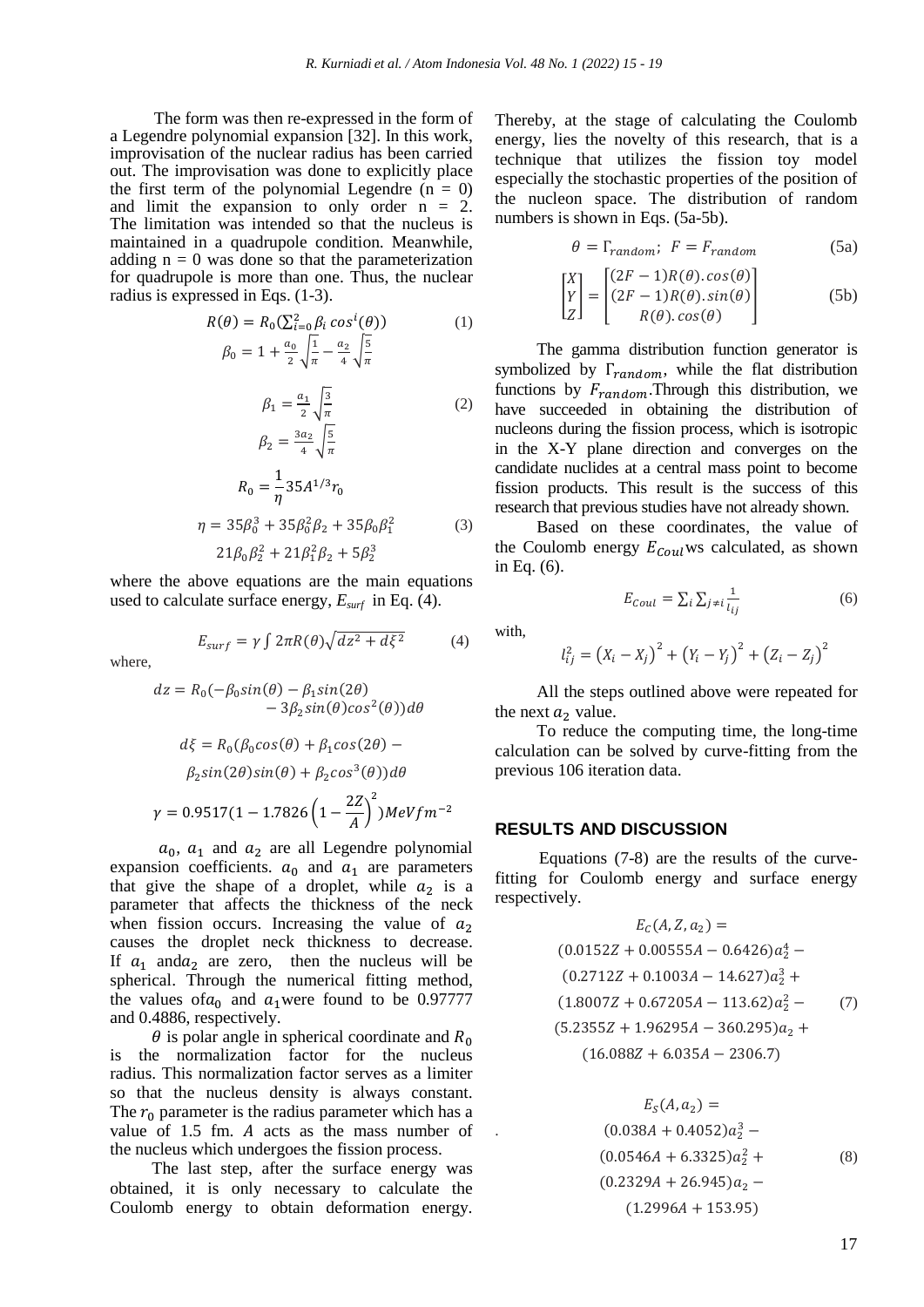The form was then re-expressed in the form of a Legendre polynomial expansion [32]. In this work, improvisation of the nuclear radius has been carried out. The improvisation was done to explicitly place the first term of the polynomial Legendre (n = 0) and limit the expansion to only order n = 2. The limitation was intended so that the nucleus is maintained in a quadrupole condition. Meanwhile, adding n = 0 was done so that the parameterization for quadrupole is more than one. Thus, the nuclear radius is expressed in Eqs. (1-3).

$$R(\theta) = R_0(\sum_{i=0}^{2} \beta_i \cos^i(\theta)) \tag{1}$$

$$\beta_0 = 1 + \frac{a_0}{2}\sqrt{\frac{1}{\pi}} - \frac{a_2}{4}\sqrt{\frac{5}{\pi}}$$

$$\beta_1 = \frac{a_1}{2}\sqrt{\frac{3}{\pi}} \tag{2}$$

$$\beta_2 = \frac{3a_2}{4}\sqrt{\frac{5}{\pi}}$$

$$R_0 = \frac{1}{\eta} 35 A^{1/3} r_0$$

$$\eta = 35\beta_0^3 + 35\beta_0^2\beta_2 + 35\beta_0\beta_1^2 \tag{3}$$

$$21\beta_0\beta_2^2 + 21\beta_1^2\beta_2 + 5\beta_2^3$$

where the above equations are the main equations used to calculate surface energy, $E_{surf}$ in Eq. (4).

$$E_{surf} = \gamma \int 2\pi R(\theta)\sqrt{dz^2 + d\xi^2} \tag{4}$$

where,

$$dz = R_0(-\beta_0 \sin(\theta) - \beta_1 \sin(2\theta) - 3\beta_2 \sin(\theta)\cos^2(\theta))d\theta$$

$$d\xi = R_0(\beta_0 \cos(\theta) + \beta_1 \cos(2\theta) - \beta_2 \sin(2\theta)\sin(\theta) + \beta_2 \cos^3(\theta))d\theta$$

$$\gamma = 0.9517(1 - 1.7826\left(1 - \frac{2Z}{A}\right)^2) MeV fm^{-2}$$

$a_0$, $a_1$ and $a_2$ are all Legendre polynomial expansion coefficients. $a_0$ and $a_1$ are parameters that give the shape of a droplet, while $a_2$ is a parameter that affects the thickness of the neck when fission occurs. Increasing the value of $a_2$ causes the droplet neck thickness to decrease. If $a_1$ and $a_2$ are zero, then the nucleus will be spherical. Through the numerical fitting method, the values of $a_0$ and $a_1$ were found to be 0.97777 and 0.4886, respectively.

$\theta$ is polar angle in spherical coordinate and $R_0$ is the normalization factor for the nucleus radius. This normalization factor serves as a limiter so that the nucleus density is always constant. The $r_0$ parameter is the radius parameter which has a value of 1.5 fm. $A$ acts as the mass number of the nucleus which undergoes the fission process.

The last step, after the surface energy was obtained, it is only necessary to calculate the Coulomb energy to obtain deformation energy. Thereby, at the stage of calculating the Coulomb energy, lies the novelty of this research, that is a technique that utilizes the fission toy model especially the stochastic properties of the position of the nucleon space. The distribution of random numbers is shown in Eqs. (5a-5b).

$$\theta = \Gamma_{random};\ F = F_{random} \tag{5a}$$

$$\begin{bmatrix} X \\ Y \\ Z \end{bmatrix} = \begin{bmatrix} (2F-1)R(\theta).\cos(\theta) \\ (2F-1)R(\theta).\sin(\theta) \\ R(\theta).\cos(\theta) \end{bmatrix} \tag{5b}$$

The gamma distribution function generator is symbolized by $\Gamma_{random}$, while the flat distribution functions by $F_{random}$. Through this distribution, we have succeeded in obtaining the distribution of nucleons during the fission process, which is isotropic in the X-Y plane direction and converges on the candidate nuclides at a central mass point to become fission products. This result is the success of this research that previous studies have not already shown.

Based on these coordinates, the value of the Coulomb energy $E_{Coul}$ ws calculated, as shown in Eq. (6).

$$E_{Coul} = \sum_i \sum_{j \neq i} \frac{1}{l_{ij}} \tag{6}$$

with,

$$l_{ij}^2 = (X_i - X_j)^2 + (Y_i - Y_j)^2 + (Z_i - Z_j)^2$$

All the steps outlined above were repeated for the next $a_2$ value.

To reduce the computing time, the long-time calculation can be solved by curve-fitting from the previous 106 iteration data.

## RESULTS AND DISCUSSION

Equations (7-8) are the results of the curve-fitting for Coulomb energy and surface energy respectively.

$$\begin{aligned} E_C(A, Z, a_2) = \\ (0.0152Z + 0.00555A - 0.6426)a_2^4 - \\ (0.2712Z + 0.1003A - 14.627)a_2^3 + \\ (1.8007Z + 0.67205A - 113.62)a_2^2 - \\ (5.2355Z + 1.96295A - 360.295)a_2 + \\ (16.088Z + 6.035A - 2306.7) \end{aligned} \tag{7}$$

$$\begin{aligned} E_S(A, a_2) = \\ (0.038A + 0.4052)a_2^3 - \\ (0.0546A + 6.3325)a_2^2 + \\ (0.2329A + 26.945)a_2 - \\ (1.2996A + 153.95) \end{aligned} \tag{8}$$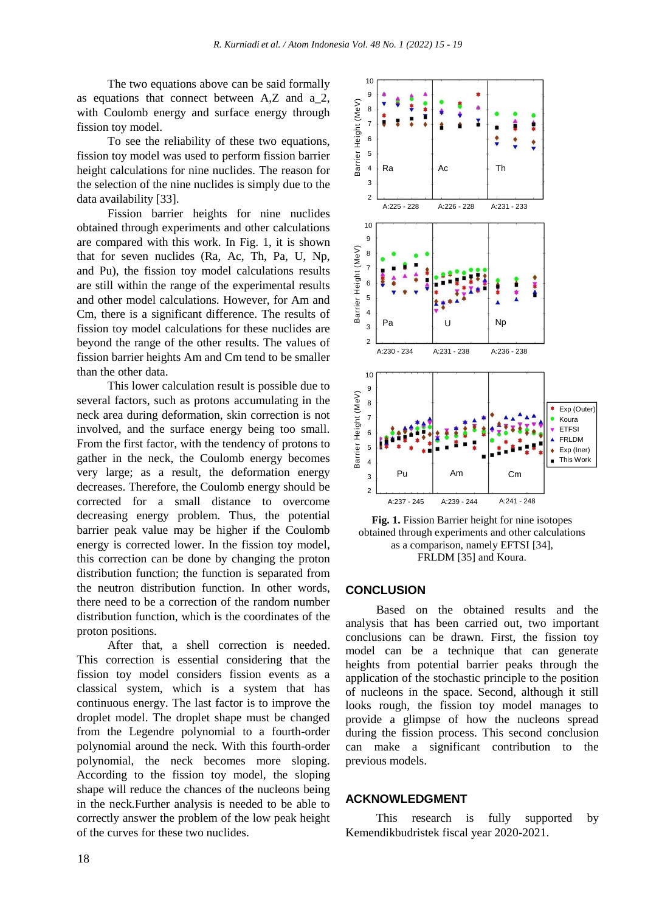The two equations above can be said formally as equations that connect between A,Z and a_2, with Coulomb energy and surface energy through fission toy model.

To see the reliability of these two equations, fission toy model was used to perform fission barrier height calculations for nine nuclides. The reason for the selection of the nine nuclides is simply due to the data availability [33].

Fission barrier heights for nine nuclides obtained through experiments and other calculations are compared with this work. In Fig. 1, it is shown that for seven nuclides (Ra, Ac, Th, Pa, U, Np, and Pu), the fission toy model calculations results are still within the range of the experimental results and other model calculations. However, for Am and Cm, there is a significant difference. The results of fission toy model calculations for these nuclides are beyond the range of the other results. The values of fission barrier heights Am and Cm tend to be smaller than the other data.

This lower calculation result is possible due to several factors, such as protons accumulating in the neck area during deformation, skin correction is not involved, and the surface energy being too small. From the first factor, with the tendency of protons to gather in the neck, the Coulomb energy becomes very large; as a result, the deformation energy decreases. Therefore, the Coulomb energy should be corrected for a small distance to overcome decreasing energy problem. Thus, the potential barrier peak value may be higher if the Coulomb energy is corrected lower. In the fission toy model, this correction can be done by changing the proton distribution function; the function is separated from the neutron distribution function. In other words, there need to be a correction of the random number distribution function, which is the coordinates of the proton positions.

After that, a shell correction is needed. This correction is essential considering that the fission toy model considers fission events as a classical system, which is a system that has continuous energy. The last factor is to improve the droplet model. The droplet shape must be changed from the Legendre polynomial to a fourth-order polynomial around the neck. With this fourth-order polynomial, the neck becomes more sloping. According to the fission toy model, the sloping shape will reduce the chances of the nucleons being in the neck.Further analysis is needed to be able to correctly answer the problem of the low peak height of the curves for these two nuclides.

**Fig. 1.** Fission Barrier height for nine isotopes obtained through experiments and other calculations as a comparison, namely EFTSI [34], FRLDM [35] and Koura.

## CONCLUSION

Based on the obtained results and the analysis that has been carried out, two important conclusions can be drawn. First, the fission toy model can be a technique that can generate heights from potential barrier peaks through the application of the stochastic principle to the position of nucleons in the space. Second, although it still looks rough, the fission toy model manages to provide a glimpse of how the nucleons spread during the fission process. This second conclusion can make a significant contribution to the previous models.

## ACKNOWLEDGMENT

This research is fully supported by Kemendikbudristek fiscal year 2020-2021.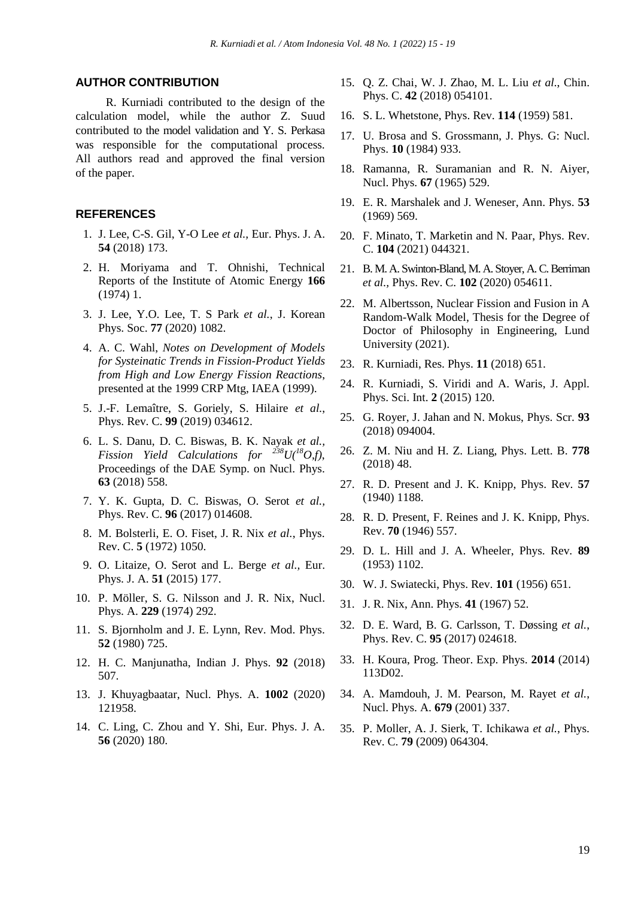## AUTHOR CONTRIBUTION

R. Kurniadi contributed to the design of the calculation model, while the author Z. Suud contributed to the model validation and Y. S. Perkasa was responsible for the computational process. All authors read and approved the final version of the paper.

## REFERENCES

1. J. Lee, C-S. Gil, Y-O Lee *et al.*, Eur. Phys. J. A. **54** (2018) 173.
2. H. Moriyama and T. Ohnishi, Technical Reports of the Institute of Atomic Energy **166** (1974) 1.
3. J. Lee, Y.O. Lee, T. S Park *et al.*, J. Korean Phys. Soc. **77** (2020) 1082.
4. A. C. Wahl, *Notes on Development of Models for Systeinatic Trends in Fission-Product Yields from High and Low Energy Fission Reactions*, presented at the 1999 CRP Mtg, IAEA (1999).
5. J.-F. Lemaître, S. Goriely, S. Hilaire *et al.*, Phys. Rev. C. **99** (2019) 034612.
6. L. S. Danu, D. C. Biswas, B. K. Nayak *et al.*, *Fission Yield Calculations for* $^{238}U(^{18}O,f)$, Proceedings of the DAE Symp. on Nucl. Phys. **63** (2018) 558.
7. Y. K. Gupta, D. C. Biswas, O. Serot *et al.*, Phys. Rev. C. **96** (2017) 014608.
8. M. Bolsterli, E. O. Fiset, J. R. Nix *et al.*, Phys. Rev. C. **5** (1972) 1050.
9. O. Litaize, O. Serot and L. Berge *et al.*, Eur. Phys. J. A. **51** (2015) 177.
10. P. Möller, S. G. Nilsson and J. R. Nix, Nucl. Phys. A. **229** (1974) 292.
11. S. Bjornholm and J. E. Lynn, Rev. Mod. Phys. **52** (1980) 725.
12. H. C. Manjunatha, Indian J. Phys. **92** (2018) 507.
13. J. Khuyagbaatar, Nucl. Phys. A. **1002** (2020) 121958.
14. C. Ling, C. Zhou and Y. Shi, Eur. Phys. J. A. **56** (2020) 180.
15. Q. Z. Chai, W. J. Zhao, M. L. Liu *et al.*, Chin. Phys. C. **42** (2018) 054101.
16. S. L. Whetstone, Phys. Rev. **114** (1959) 581.
17. U. Brosa and S. Grossmann, J. Phys. G: Nucl. Phys. **10** (1984) 933.
18. Ramanna, R. Suramanian and R. N. Aiyer, Nucl. Phys. **67** (1965) 529.
19. E. R. Marshalek and J. Weneser, Ann. Phys. **53** (1969) 569.
20. F. Minato, T. Marketin and N. Paar, Phys. Rev. C. **104** (2021) 044321.
21. B. M. A. Swinton-Bland, M. A. Stoyer, A. C. Berriman *et al.*, Phys. Rev. C. **102** (2020) 054611.
22. M. Albertsson, Nuclear Fission and Fusion in A Random-Walk Model, Thesis for the Degree of Doctor of Philosophy in Engineering, Lund University (2021).
23. R. Kurniadi, Res. Phys. **11** (2018) 651.
24. R. Kurniadi, S. Viridi and A. Waris, J. Appl. Phys. Sci. Int. **2** (2015) 120.
25. G. Royer, J. Jahan and N. Mokus, Phys. Scr. **93** (2018) 094004.
26. Z. M. Niu and H. Z. Liang, Phys. Lett. B. **778** (2018) 48.
27. R. D. Present and J. K. Knipp, Phys. Rev. **57** (1940) 1188.
28. R. D. Present, F. Reines and J. K. Knipp, Phys. Rev. **70** (1946) 557.
29. D. L. Hill and J. A. Wheeler, Phys. Rev. **89** (1953) 1102.
30. W. J. Swiatecki, Phys. Rev. **101** (1956) 651.
31. J. R. Nix, Ann. Phys. **41** (1967) 52.
32. D. E. Ward, B. G. Carlsson, T. Døssing *et al.*, Phys. Rev. C. **95** (2017) 024618.
33. H. Koura, Prog. Theor. Exp. Phys. **2014** (2014) 113D02.
34. A. Mamdouh, J. M. Pearson, M. Rayet *et al.*, Nucl. Phys. A. **679** (2001) 337.
35. P. Moller, A. J. Sierk, T. Ichikawa *et al.*, Phys. Rev. C. **79** (2009) 064304.